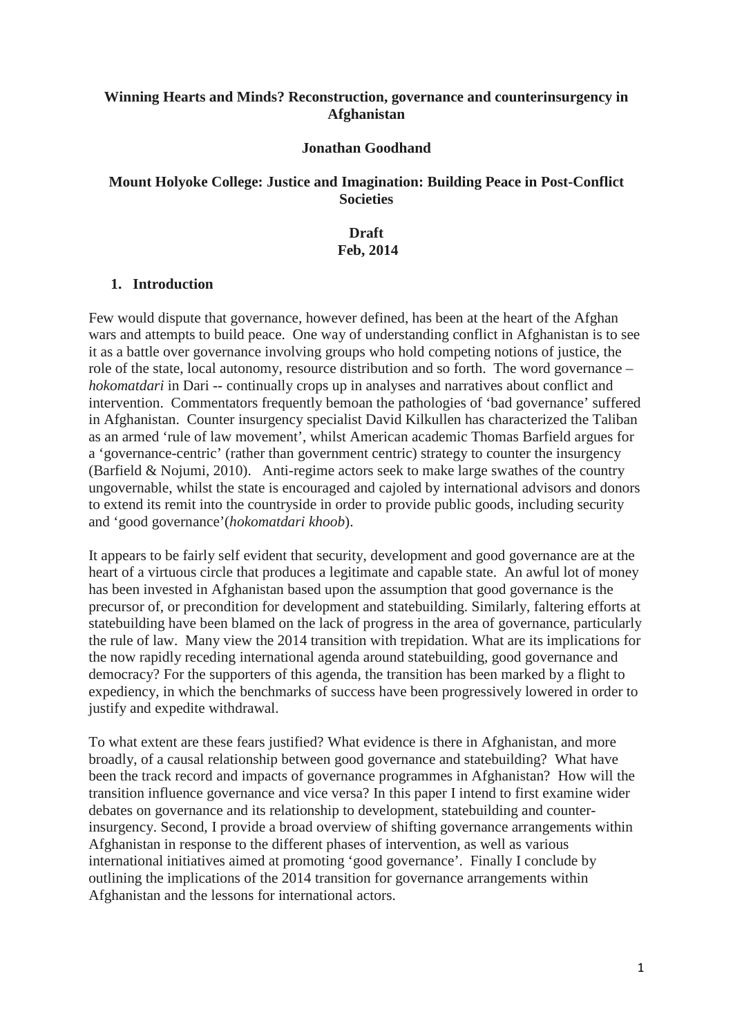**Winning Hearts and Minds? Reconstruction, governance and counterinsurgency in Afghanistan**

**Jonathan Goodhand**

**Mount Holyoke College: Justice and Imagination: Building Peace in Post-Conflict Societies**

**Draft**
**Feb, 2014**

## 1. Introduction

Few would dispute that governance, however defined, has been at the heart of the Afghan wars and attempts to build peace. One way of understanding conflict in Afghanistan is to see it as a battle over governance involving groups who hold competing notions of justice, the role of the state, local autonomy, resource distribution and so forth. The word governance – *hokomatdari* in Dari -- continually crops up in analyses and narratives about conflict and intervention. Commentators frequently bemoan the pathologies of 'bad governance' suffered in Afghanistan. Counter insurgency specialist David Kilkullen has characterized the Taliban as an armed 'rule of law movement', whilst American academic Thomas Barfield argues for a 'governance-centric' (rather than government centric) strategy to counter the insurgency (Barfield & Nojumi, 2010). Anti-regime actors seek to make large swathes of the country ungovernable, whilst the state is encouraged and cajoled by international advisors and donors to extend its remit into the countryside in order to provide public goods, including security and 'good governance'(*hokomatdari khoob*).

It appears to be fairly self evident that security, development and good governance are at the heart of a virtuous circle that produces a legitimate and capable state. An awful lot of money has been invested in Afghanistan based upon the assumption that good governance is the precursor of, or precondition for development and statebuilding. Similarly, faltering efforts at statebuilding have been blamed on the lack of progress in the area of governance, particularly the rule of law. Many view the 2014 transition with trepidation. What are its implications for the now rapidly receding international agenda around statebuilding, good governance and democracy? For the supporters of this agenda, the transition has been marked by a flight to expediency, in which the benchmarks of success have been progressively lowered in order to justify and expedite withdrawal.

To what extent are these fears justified? What evidence is there in Afghanistan, and more broadly, of a causal relationship between good governance and statebuilding? What have been the track record and impacts of governance programmes in Afghanistan? How will the transition influence governance and vice versa? In this paper I intend to first examine wider debates on governance and its relationship to development, statebuilding and counter-insurgency. Second, I provide a broad overview of shifting governance arrangements within Afghanistan in response to the different phases of intervention, as well as various international initiatives aimed at promoting 'good governance'. Finally I conclude by outlining the implications of the 2014 transition for governance arrangements within Afghanistan and the lessons for international actors.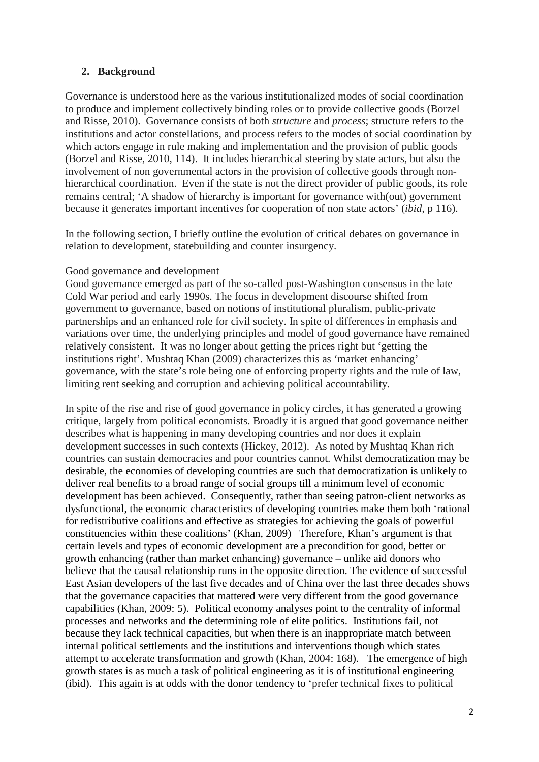## 2. Background

Governance is understood here as the various institutionalized modes of social coordination to produce and implement collectively binding roles or to provide collective goods (Borzel and Risse, 2010). Governance consists of both *structure* and *process*; structure refers to the institutions and actor constellations, and process refers to the modes of social coordination by which actors engage in rule making and implementation and the provision of public goods (Borzel and Risse, 2010, 114). It includes hierarchical steering by state actors, but also the involvement of non governmental actors in the provision of collective goods through non-hierarchical coordination. Even if the state is not the direct provider of public goods, its role remains central; 'A shadow of hierarchy is important for governance with(out) government because it generates important incentives for cooperation of non state actors' (*ibid*, p 116).

In the following section, I briefly outline the evolution of critical debates on governance in relation to development, statebuilding and counter insurgency.

Good governance and development

Good governance emerged as part of the so-called post-Washington consensus in the late Cold War period and early 1990s. The focus in development discourse shifted from government to governance, based on notions of institutional pluralism, public-private partnerships and an enhanced role for civil society. In spite of differences in emphasis and variations over time, the underlying principles and model of good governance have remained relatively consistent. It was no longer about getting the prices right but 'getting the institutions right'. Mushtaq Khan (2009) characterizes this as 'market enhancing' governance, with the state's role being one of enforcing property rights and the rule of law, limiting rent seeking and corruption and achieving political accountability.

In spite of the rise and rise of good governance in policy circles, it has generated a growing critique, largely from political economists. Broadly it is argued that good governance neither describes what is happening in many developing countries and nor does it explain development successes in such contexts (Hickey, 2012). As noted by Mushtaq Khan rich countries can sustain democracies and poor countries cannot. Whilst democratization may be desirable, the economies of developing countries are such that democratization is unlikely to deliver real benefits to a broad range of social groups till a minimum level of economic development has been achieved. Consequently, rather than seeing patron-client networks as dysfunctional, the economic characteristics of developing countries make them both 'rational for redistributive coalitions and effective as strategies for achieving the goals of powerful constituencies within these coalitions' (Khan, 2009) Therefore, Khan's argument is that certain levels and types of economic development are a precondition for good, better or growth enhancing (rather than market enhancing) governance – unlike aid donors who believe that the causal relationship runs in the opposite direction. The evidence of successful East Asian developers of the last five decades and of China over the last three decades shows that the governance capacities that mattered were very different from the good governance capabilities (Khan, 2009: 5). Political economy analyses point to the centrality of informal processes and networks and the determining role of elite politics. Institutions fail, not because they lack technical capacities, but when there is an inappropriate match between internal political settlements and the institutions and interventions though which states attempt to accelerate transformation and growth (Khan, 2004: 168). The emergence of high growth states is as much a task of political engineering as it is of institutional engineering (ibid). This again is at odds with the donor tendency to 'prefer technical fixes to political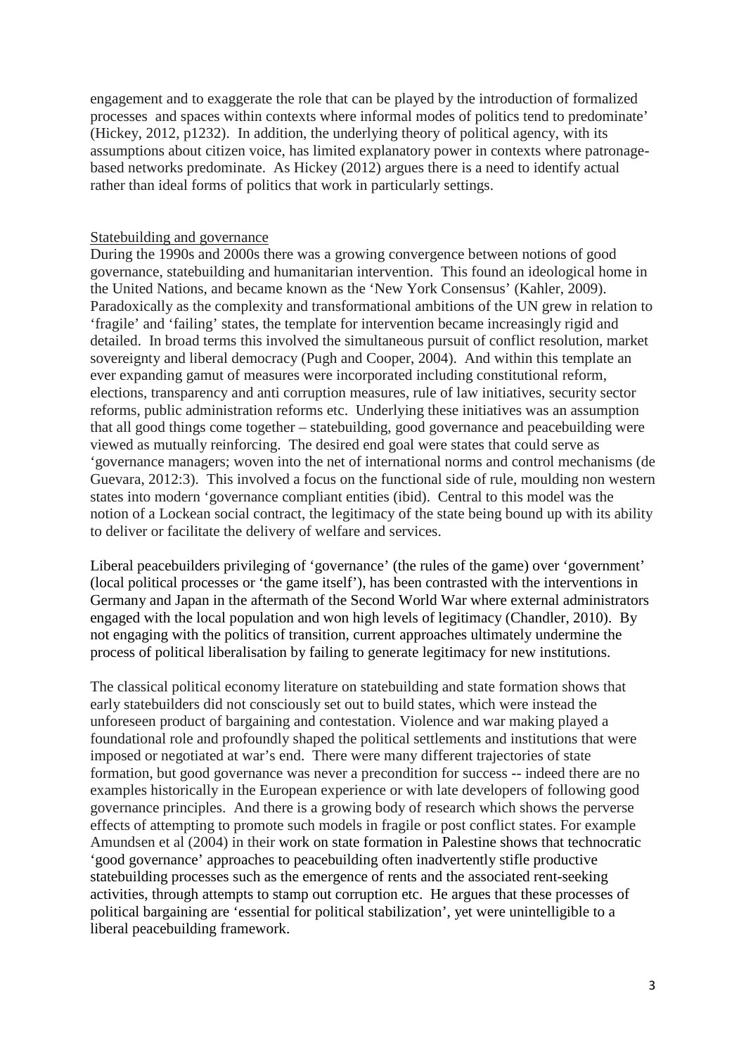engagement and to exaggerate the role that can be played by the introduction of formalized processes and spaces within contexts where informal modes of politics tend to predominate' (Hickey, 2012, p1232). In addition, the underlying theory of political agency, with its assumptions about citizen voice, has limited explanatory power in contexts where patronage-based networks predominate. As Hickey (2012) argues there is a need to identify actual rather than ideal forms of politics that work in particularly settings.

## Statebuilding and governance

During the 1990s and 2000s there was a growing convergence between notions of good governance, statebuilding and humanitarian intervention. This found an ideological home in the United Nations, and became known as the 'New York Consensus' (Kahler, 2009). Paradoxically as the complexity and transformational ambitions of the UN grew in relation to 'fragile' and 'failing' states, the template for intervention became increasingly rigid and detailed. In broad terms this involved the simultaneous pursuit of conflict resolution, market sovereignty and liberal democracy (Pugh and Cooper, 2004). And within this template an ever expanding gamut of measures were incorporated including constitutional reform, elections, transparency and anti corruption measures, rule of law initiatives, security sector reforms, public administration reforms etc. Underlying these initiatives was an assumption that all good things come together – statebuilding, good governance and peacebuilding were viewed as mutually reinforcing. The desired end goal were states that could serve as 'governance managers; woven into the net of international norms and control mechanisms (de Guevara, 2012:3). This involved a focus on the functional side of rule, moulding non western states into modern 'governance compliant entities (ibid). Central to this model was the notion of a Lockean social contract, the legitimacy of the state being bound up with its ability to deliver or facilitate the delivery of welfare and services.

Liberal peacebuilders privileging of 'governance' (the rules of the game) over 'government' (local political processes or 'the game itself'), has been contrasted with the interventions in Germany and Japan in the aftermath of the Second World War where external administrators engaged with the local population and won high levels of legitimacy (Chandler, 2010). By not engaging with the politics of transition, current approaches ultimately undermine the process of political liberalisation by failing to generate legitimacy for new institutions.

The classical political economy literature on statebuilding and state formation shows that early statebuilders did not consciously set out to build states, which were instead the unforeseen product of bargaining and contestation. Violence and war making played a foundational role and profoundly shaped the political settlements and institutions that were imposed or negotiated at war's end. There were many different trajectories of state formation, but good governance was never a precondition for success -- indeed there are no examples historically in the European experience or with late developers of following good governance principles. And there is a growing body of research which shows the perverse effects of attempting to promote such models in fragile or post conflict states. For example Amundsen et al (2004) in their work on state formation in Palestine shows that technocratic 'good governance' approaches to peacebuilding often inadvertently stifle productive statebuilding processes such as the emergence of rents and the associated rent-seeking activities, through attempts to stamp out corruption etc. He argues that these processes of political bargaining are 'essential for political stabilization', yet were unintelligible to a liberal peacebuilding framework.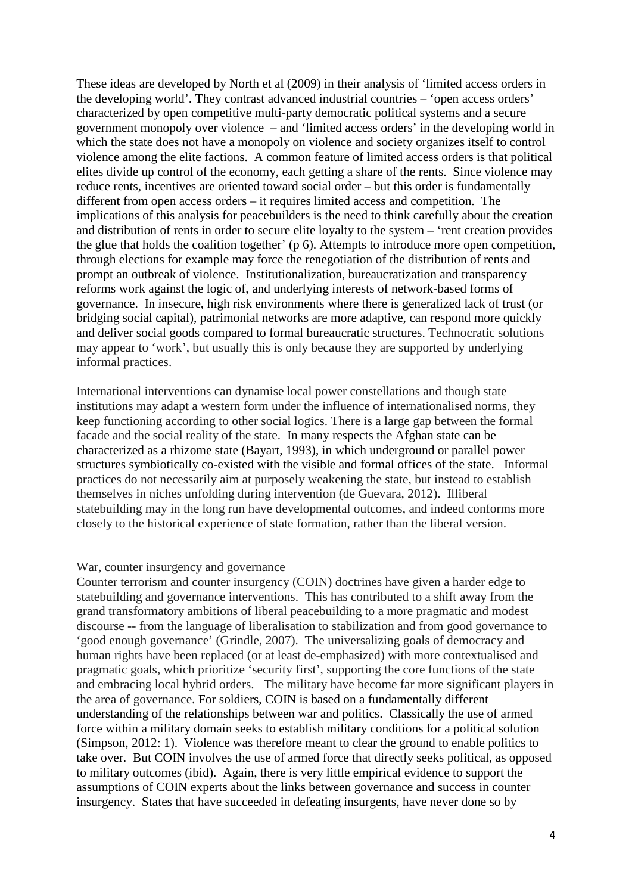These ideas are developed by North et al (2009) in their analysis of 'limited access orders in the developing world'. They contrast advanced industrial countries – 'open access orders' characterized by open competitive multi-party democratic political systems and a secure government monopoly over violence – and 'limited access orders' in the developing world in which the state does not have a monopoly on violence and society organizes itself to control violence among the elite factions. A common feature of limited access orders is that political elites divide up control of the economy, each getting a share of the rents. Since violence may reduce rents, incentives are oriented toward social order – but this order is fundamentally different from open access orders – it requires limited access and competition. The implications of this analysis for peacebuilders is the need to think carefully about the creation and distribution of rents in order to secure elite loyalty to the system – 'rent creation provides the glue that holds the coalition together' (p 6). Attempts to introduce more open competition, through elections for example may force the renegotiation of the distribution of rents and prompt an outbreak of violence. Institutionalization, bureaucratization and transparency reforms work against the logic of, and underlying interests of network-based forms of governance. In insecure, high risk environments where there is generalized lack of trust (or bridging social capital), patrimonial networks are more adaptive, can respond more quickly and deliver social goods compared to formal bureaucratic structures. Technocratic solutions may appear to 'work', but usually this is only because they are supported by underlying informal practices.

International interventions can dynamise local power constellations and though state institutions may adapt a western form under the influence of internationalised norms, they keep functioning according to other social logics. There is a large gap between the formal facade and the social reality of the state. In many respects the Afghan state can be characterized as a rhizome state (Bayart, 1993), in which underground or parallel power structures symbiotically co-existed with the visible and formal offices of the state. Informal practices do not necessarily aim at purposely weakening the state, but instead to establish themselves in niches unfolding during intervention (de Guevara, 2012). Illiberal statebuilding may in the long run have developmental outcomes, and indeed conforms more closely to the historical experience of state formation, rather than the liberal version.

## War, counter insurgency and governance

Counter terrorism and counter insurgency (COIN) doctrines have given a harder edge to statebuilding and governance interventions. This has contributed to a shift away from the grand transformatory ambitions of liberal peacebuilding to a more pragmatic and modest discourse -- from the language of liberalisation to stabilization and from good governance to 'good enough governance' (Grindle, 2007). The universalizing goals of democracy and human rights have been replaced (or at least de-emphasized) with more contextualised and pragmatic goals, which prioritize 'security first', supporting the core functions of the state and embracing local hybrid orders. The military have become far more significant players in the area of governance. For soldiers, COIN is based on a fundamentally different understanding of the relationships between war and politics. Classically the use of armed force within a military domain seeks to establish military conditions for a political solution (Simpson, 2012: 1). Violence was therefore meant to clear the ground to enable politics to take over. But COIN involves the use of armed force that directly seeks political, as opposed to military outcomes (ibid). Again, there is very little empirical evidence to support the assumptions of COIN experts about the links between governance and success in counter insurgency. States that have succeeded in defeating insurgents, have never done so by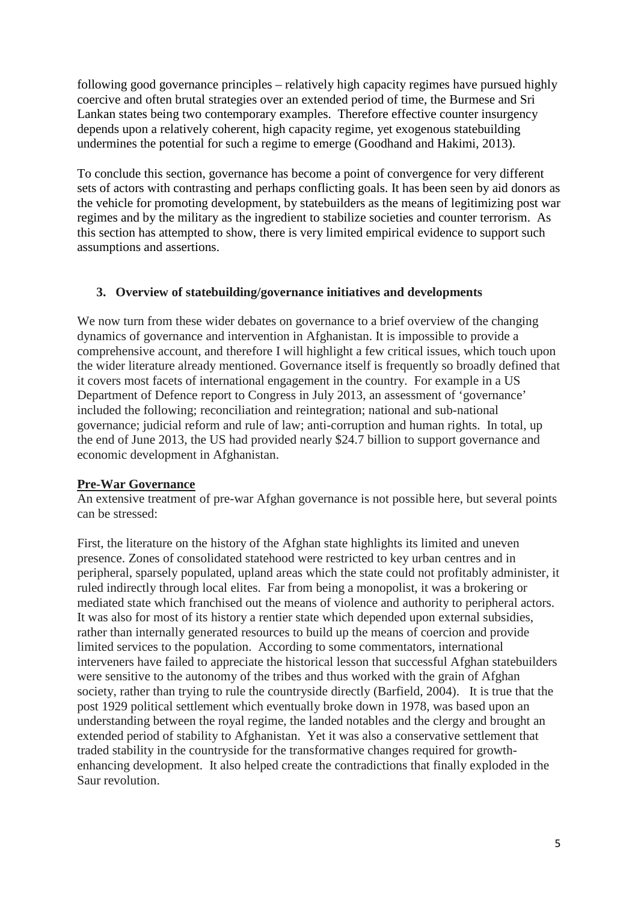following good governance principles – relatively high capacity regimes have pursued highly coercive and often brutal strategies over an extended period of time, the Burmese and Sri Lankan states being two contemporary examples. Therefore effective counter insurgency depends upon a relatively coherent, high capacity regime, yet exogenous statebuilding undermines the potential for such a regime to emerge (Goodhand and Hakimi, 2013).

To conclude this section, governance has become a point of convergence for very different sets of actors with contrasting and perhaps conflicting goals. It has been seen by aid donors as the vehicle for promoting development, by statebuilders as the means of legitimizing post war regimes and by the military as the ingredient to stabilize societies and counter terrorism. As this section has attempted to show, there is very limited empirical evidence to support such assumptions and assertions.

## 3. Overview of statebuilding/governance initiatives and developments

We now turn from these wider debates on governance to a brief overview of the changing dynamics of governance and intervention in Afghanistan. It is impossible to provide a comprehensive account, and therefore I will highlight a few critical issues, which touch upon the wider literature already mentioned. Governance itself is frequently so broadly defined that it covers most facets of international engagement in the country. For example in a US Department of Defence report to Congress in July 2013, an assessment of 'governance' included the following; reconciliation and reintegration; national and sub-national governance; judicial reform and rule of law; anti-corruption and human rights. In total, up the end of June 2013, the US had provided nearly \$24.7 billion to support governance and economic development in Afghanistan.

### Pre-War Governance

An extensive treatment of pre-war Afghan governance is not possible here, but several points can be stressed:

First, the literature on the history of the Afghan state highlights its limited and uneven presence. Zones of consolidated statehood were restricted to key urban centres and in peripheral, sparsely populated, upland areas which the state could not profitably administer, it ruled indirectly through local elites. Far from being a monopolist, it was a brokering or mediated state which franchised out the means of violence and authority to peripheral actors. It was also for most of its history a rentier state which depended upon external subsidies, rather than internally generated resources to build up the means of coercion and provide limited services to the population. According to some commentators, international interveners have failed to appreciate the historical lesson that successful Afghan statebuilders were sensitive to the autonomy of the tribes and thus worked with the grain of Afghan society, rather than trying to rule the countryside directly (Barfield, 2004). It is true that the post 1929 political settlement which eventually broke down in 1978, was based upon an understanding between the royal regime, the landed notables and the clergy and brought an extended period of stability to Afghanistan. Yet it was also a conservative settlement that traded stability in the countryside for the transformative changes required for growth-enhancing development. It also helped create the contradictions that finally exploded in the Saur revolution.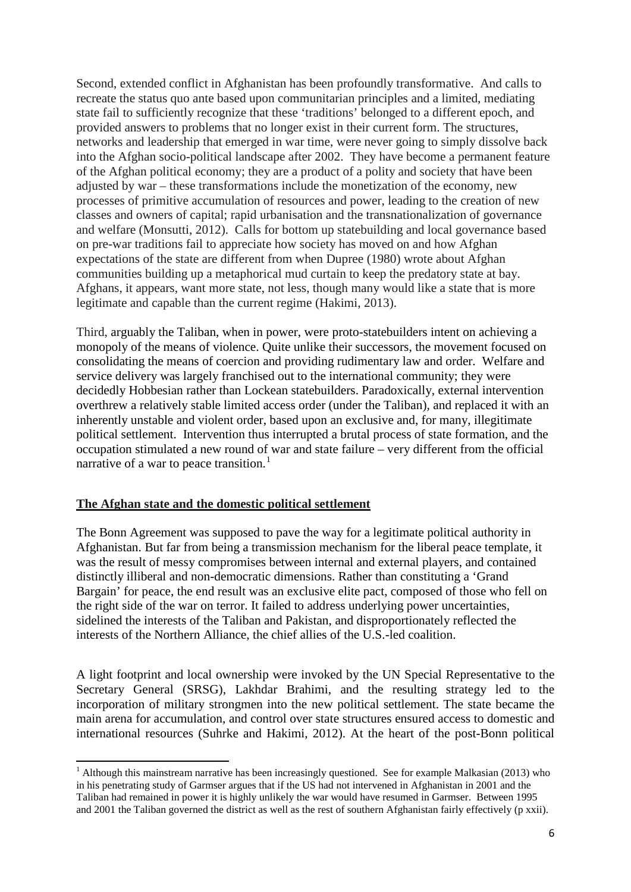Second, extended conflict in Afghanistan has been profoundly transformative. And calls to recreate the status quo ante based upon communitarian principles and a limited, mediating state fail to sufficiently recognize that these 'traditions' belonged to a different epoch, and provided answers to problems that no longer exist in their current form. The structures, networks and leadership that emerged in war time, were never going to simply dissolve back into the Afghan socio-political landscape after 2002. They have become a permanent feature of the Afghan political economy; they are a product of a polity and society that have been adjusted by war – these transformations include the monetization of the economy, new processes of primitive accumulation of resources and power, leading to the creation of new classes and owners of capital; rapid urbanisation and the transnationalization of governance and welfare (Monsutti, 2012). Calls for bottom up statebuilding and local governance based on pre-war traditions fail to appreciate how society has moved on and how Afghan expectations of the state are different from when Dupree (1980) wrote about Afghan communities building up a metaphorical mud curtain to keep the predatory state at bay. Afghans, it appears, want more state, not less, though many would like a state that is more legitimate and capable than the current regime (Hakimi, 2013).

Third, arguably the Taliban, when in power, were proto-statebuilders intent on achieving a monopoly of the means of violence. Quite unlike their successors, the movement focused on consolidating the means of coercion and providing rudimentary law and order. Welfare and service delivery was largely franchised out to the international community; they were decidedly Hobbesian rather than Lockean statebuilders. Paradoxically, external intervention overthrew a relatively stable limited access order (under the Taliban), and replaced it with an inherently unstable and violent order, based upon an exclusive and, for many, illegitimate political settlement. Intervention thus interrupted a brutal process of state formation, and the occupation stimulated a new round of war and state failure – very different from the official narrative of a war to peace transition.[1]

## The Afghan state and the domestic political settlement

The Bonn Agreement was supposed to pave the way for a legitimate political authority in Afghanistan. But far from being a transmission mechanism for the liberal peace template, it was the result of messy compromises between internal and external players, and contained distinctly illiberal and non-democratic dimensions. Rather than constituting a 'Grand Bargain' for peace, the end result was an exclusive elite pact, composed of those who fell on the right side of the war on terror. It failed to address underlying power uncertainties, sidelined the interests of the Taliban and Pakistan, and disproportionately reflected the interests of the Northern Alliance, the chief allies of the U.S.-led coalition.

A light footprint and local ownership were invoked by the UN Special Representative to the Secretary General (SRSG), Lakhdar Brahimi, and the resulting strategy led to the incorporation of military strongmen into the new political settlement. The state became the main arena for accumulation, and control over state structures ensured access to domestic and international resources (Suhrke and Hakimi, 2012). At the heart of the post-Bonn political

[1] Although this mainstream narrative has been increasingly questioned. See for example Malkasian (2013) who in his penetrating study of Garmser argues that if the US had not intervened in Afghanistan in 2001 and the Taliban had remained in power it is highly unlikely the war would have resumed in Garmser. Between 1995 and 2001 the Taliban governed the district as well as the rest of southern Afghanistan fairly effectively (p xxii).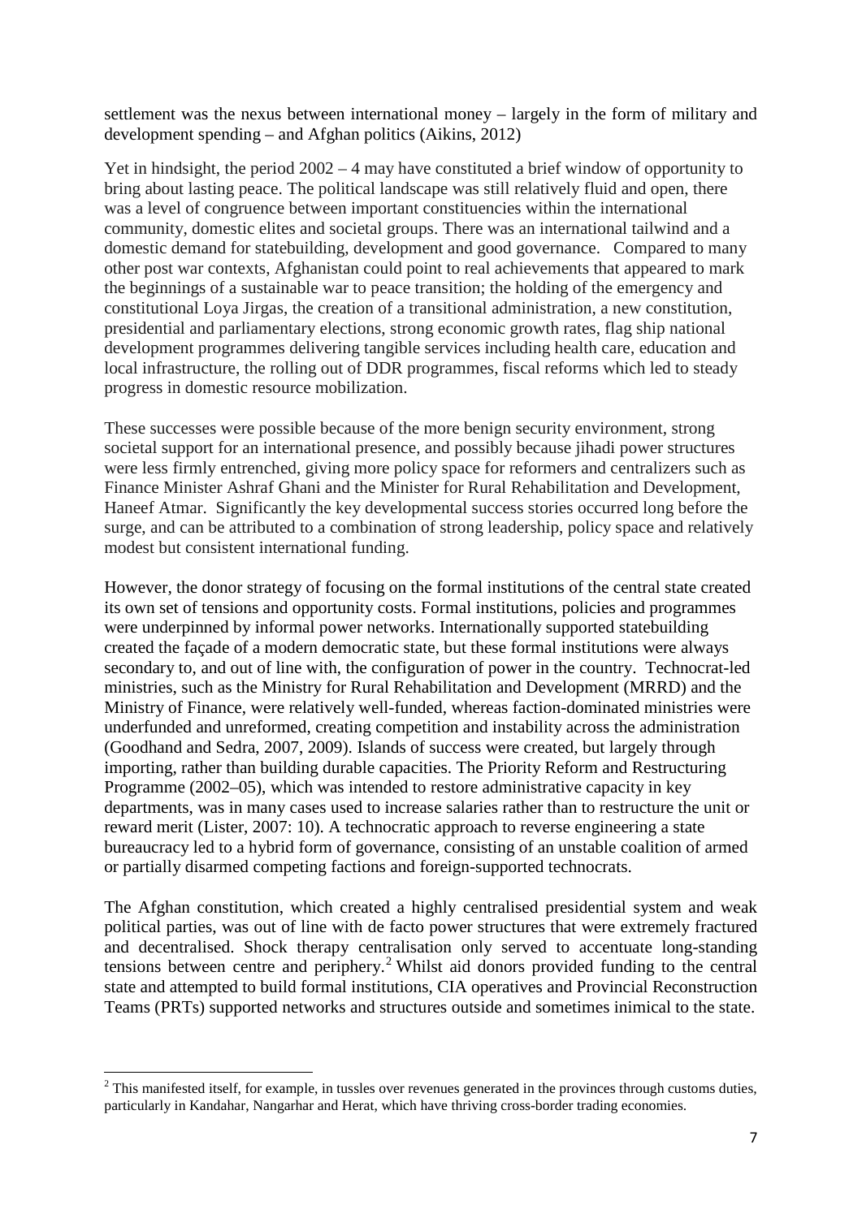settlement was the nexus between international money – largely in the form of military and development spending – and Afghan politics (Aikins, 2012)

Yet in hindsight, the period 2002 – 4 may have constituted a brief window of opportunity to bring about lasting peace. The political landscape was still relatively fluid and open, there was a level of congruence between important constituencies within the international community, domestic elites and societal groups. There was an international tailwind and a domestic demand for statebuilding, development and good governance. Compared to many other post war contexts, Afghanistan could point to real achievements that appeared to mark the beginnings of a sustainable war to peace transition; the holding of the emergency and constitutional Loya Jirgas, the creation of a transitional administration, a new constitution, presidential and parliamentary elections, strong economic growth rates, flag ship national development programmes delivering tangible services including health care, education and local infrastructure, the rolling out of DDR programmes, fiscal reforms which led to steady progress in domestic resource mobilization.

These successes were possible because of the more benign security environment, strong societal support for an international presence, and possibly because jihadi power structures were less firmly entrenched, giving more policy space for reformers and centralizers such as Finance Minister Ashraf Ghani and the Minister for Rural Rehabilitation and Development, Haneef Atmar. Significantly the key developmental success stories occurred long before the surge, and can be attributed to a combination of strong leadership, policy space and relatively modest but consistent international funding.

However, the donor strategy of focusing on the formal institutions of the central state created its own set of tensions and opportunity costs. Formal institutions, policies and programmes were underpinned by informal power networks. Internationally supported statebuilding created the façade of a modern democratic state, but these formal institutions were always secondary to, and out of line with, the configuration of power in the country. Technocrat-led ministries, such as the Ministry for Rural Rehabilitation and Development (MRRD) and the Ministry of Finance, were relatively well-funded, whereas faction-dominated ministries were underfunded and unreformed, creating competition and instability across the administration (Goodhand and Sedra, 2007, 2009). Islands of success were created, but largely through importing, rather than building durable capacities. The Priority Reform and Restructuring Programme (2002–05), which was intended to restore administrative capacity in key departments, was in many cases used to increase salaries rather than to restructure the unit or reward merit (Lister, 2007: 10). A technocratic approach to reverse engineering a state bureaucracy led to a hybrid form of governance, consisting of an unstable coalition of armed or partially disarmed competing factions and foreign-supported technocrats.

The Afghan constitution, which created a highly centralised presidential system and weak political parties, was out of line with de facto power structures that were extremely fractured and decentralised. Shock therapy centralisation only served to accentuate long-standing tensions between centre and periphery.[2] Whilst aid donors provided funding to the central state and attempted to build formal institutions, CIA operatives and Provincial Reconstruction Teams (PRTs) supported networks and structures outside and sometimes inimical to the state.

[2] This manifested itself, for example, in tussles over revenues generated in the provinces through customs duties, particularly in Kandahar, Nangarhar and Herat, which have thriving cross-border trading economies.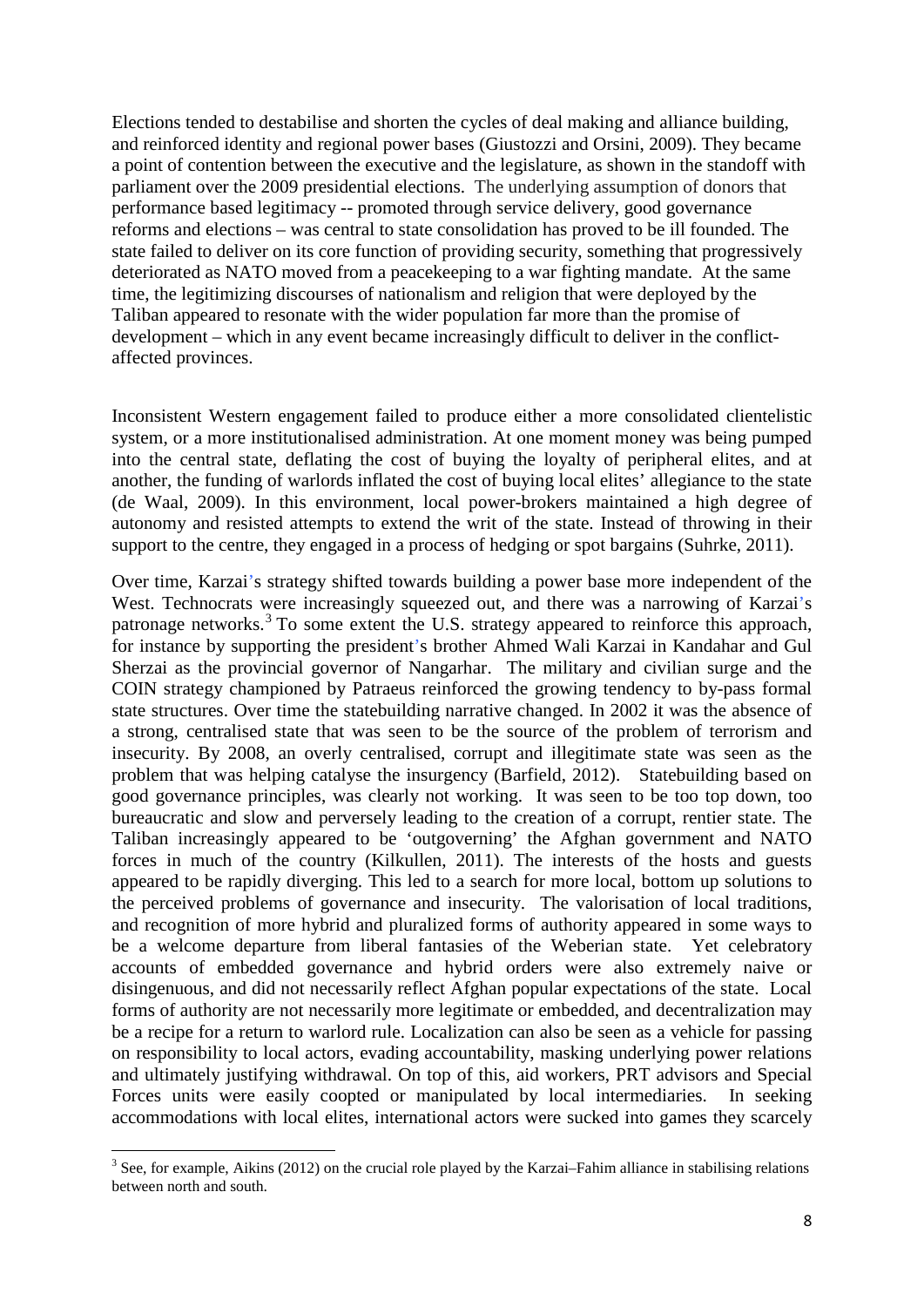Elections tended to destabilise and shorten the cycles of deal making and alliance building, and reinforced identity and regional power bases (Giustozzi and Orsini, 2009). They became a point of contention between the executive and the legislature, as shown in the standoff with parliament over the 2009 presidential elections. The underlying assumption of donors that performance based legitimacy -- promoted through service delivery, good governance reforms and elections – was central to state consolidation has proved to be ill founded. The state failed to deliver on its core function of providing security, something that progressively deteriorated as NATO moved from a peacekeeping to a war fighting mandate. At the same time, the legitimizing discourses of nationalism and religion that were deployed by the Taliban appeared to resonate with the wider population far more than the promise of development – which in any event became increasingly difficult to deliver in the conflict-affected provinces.

Inconsistent Western engagement failed to produce either a more consolidated clientelistic system, or a more institutionalised administration. At one moment money was being pumped into the central state, deflating the cost of buying the loyalty of peripheral elites, and at another, the funding of warlords inflated the cost of buying local elites' allegiance to the state (de Waal, 2009). In this environment, local power-brokers maintained a high degree of autonomy and resisted attempts to extend the writ of the state. Instead of throwing in their support to the centre, they engaged in a process of hedging or spot bargains (Suhrke, 2011).

Over time, Karzai's strategy shifted towards building a power base more independent of the West. Technocrats were increasingly squeezed out, and there was a narrowing of Karzai's patronage networks.[3] To some extent the U.S. strategy appeared to reinforce this approach, for instance by supporting the president's brother Ahmed Wali Karzai in Kandahar and Gul Sherzai as the provincial governor of Nangarhar. The military and civilian surge and the COIN strategy championed by Patraeus reinforced the growing tendency to by-pass formal state structures. Over time the statebuilding narrative changed. In 2002 it was the absence of a strong, centralised state that was seen to be the source of the problem of terrorism and insecurity. By 2008, an overly centralised, corrupt and illegitimate state was seen as the problem that was helping catalyse the insurgency (Barfield, 2012). Statebuilding based on good governance principles, was clearly not working. It was seen to be too top down, too bureaucratic and slow and perversely leading to the creation of a corrupt, rentier state. The Taliban increasingly appeared to be 'outgoverning' the Afghan government and NATO forces in much of the country (Kilkullen, 2011). The interests of the hosts and guests appeared to be rapidly diverging. This led to a search for more local, bottom up solutions to the perceived problems of governance and insecurity. The valorisation of local traditions, and recognition of more hybrid and pluralized forms of authority appeared in some ways to be a welcome departure from liberal fantasies of the Weberian state. Yet celebratory accounts of embedded governance and hybrid orders were also extremely naive or disingenuous, and did not necessarily reflect Afghan popular expectations of the state. Local forms of authority are not necessarily more legitimate or embedded, and decentralization may be a recipe for a return to warlord rule. Localization can also be seen as a vehicle for passing on responsibility to local actors, evading accountability, masking underlying power relations and ultimately justifying withdrawal. On top of this, aid workers, PRT advisors and Special Forces units were easily coopted or manipulated by local intermediaries. In seeking accommodations with local elites, international actors were sucked into games they scarcely

[3] See, for example, Aikins (2012) on the crucial role played by the Karzai–Fahim alliance in stabilising relations between north and south.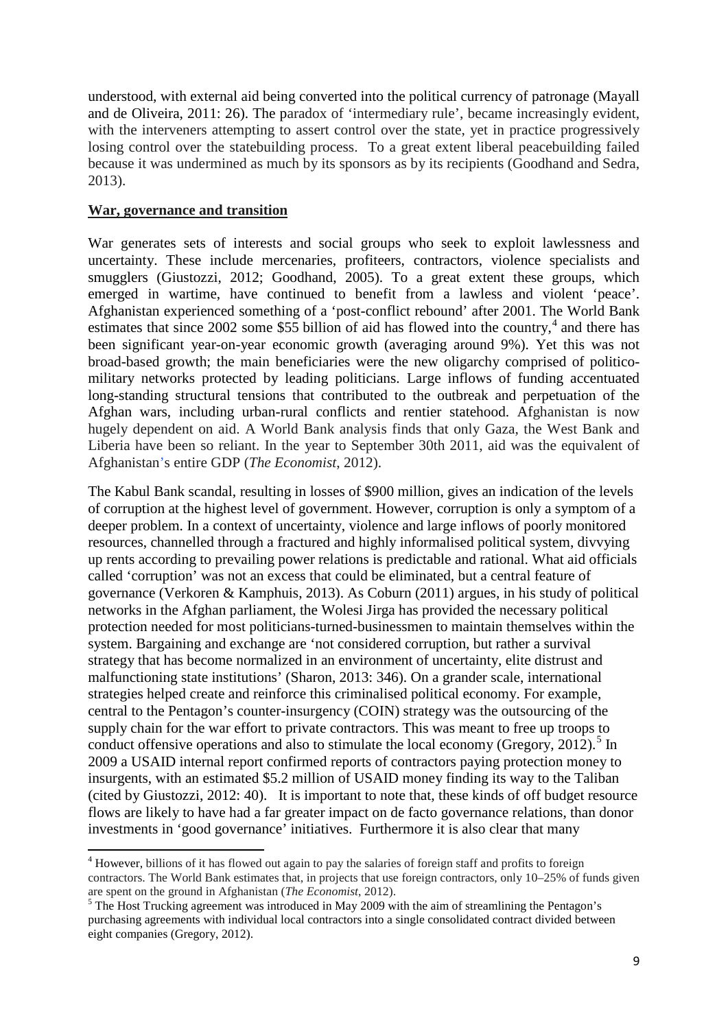understood, with external aid being converted into the political currency of patronage (Mayall and de Oliveira, 2011: 26). The paradox of 'intermediary rule', became increasingly evident, with the interveners attempting to assert control over the state, yet in practice progressively losing control over the statebuilding process. To a great extent liberal peacebuilding failed because it was undermined as much by its sponsors as by its recipients (Goodhand and Sedra, 2013).

## War, governance and transition

War generates sets of interests and social groups who seek to exploit lawlessness and uncertainty. These include mercenaries, profiteers, contractors, violence specialists and smugglers (Giustozzi, 2012; Goodhand, 2005). To a great extent these groups, which emerged in wartime, have continued to benefit from a lawless and violent 'peace'. Afghanistan experienced something of a 'post-conflict rebound' after 2001. The World Bank estimates that since 2002 some \$55 billion of aid has flowed into the country,[4] and there has been significant year-on-year economic growth (averaging around 9%). Yet this was not broad-based growth; the main beneficiaries were the new oligarchy comprised of politico-military networks protected by leading politicians. Large inflows of funding accentuated long-standing structural tensions that contributed to the outbreak and perpetuation of the Afghan wars, including urban-rural conflicts and rentier statehood. Afghanistan is now hugely dependent on aid. A World Bank analysis finds that only Gaza, the West Bank and Liberia have been so reliant. In the year to September 30th 2011, aid was the equivalent of Afghanistan's entire GDP (*The Economist*, 2012).

The Kabul Bank scandal, resulting in losses of \$900 million, gives an indication of the levels of corruption at the highest level of government. However, corruption is only a symptom of a deeper problem. In a context of uncertainty, violence and large inflows of poorly monitored resources, channelled through a fractured and highly informalised political system, divvying up rents according to prevailing power relations is predictable and rational. What aid officials called 'corruption' was not an excess that could be eliminated, but a central feature of governance (Verkoren & Kamphuis, 2013). As Coburn (2011) argues, in his study of political networks in the Afghan parliament, the Wolesi Jirga has provided the necessary political protection needed for most politicians-turned-businessmen to maintain themselves within the system. Bargaining and exchange are 'not considered corruption, but rather a survival strategy that has become normalized in an environment of uncertainty, elite distrust and malfunctioning state institutions' (Sharon, 2013: 346). On a grander scale, international strategies helped create and reinforce this criminalised political economy. For example, central to the Pentagon's counter-insurgency (COIN) strategy was the outsourcing of the supply chain for the war effort to private contractors. This was meant to free up troops to conduct offensive operations and also to stimulate the local economy (Gregory, 2012).[5] In 2009 a USAID internal report confirmed reports of contractors paying protection money to insurgents, with an estimated \$5.2 million of USAID money finding its way to the Taliban (cited by Giustozzi, 2012: 40). It is important to note that, these kinds of off budget resource flows are likely to have had a far greater impact on de facto governance relations, than donor investments in 'good governance' initiatives. Furthermore it is also clear that many

[4] However, billions of it has flowed out again to pay the salaries of foreign staff and profits to foreign contractors. The World Bank estimates that, in projects that use foreign contractors, only 10–25% of funds given are spent on the ground in Afghanistan (*The Economist*, 2012).

[5] The Host Trucking agreement was introduced in May 2009 with the aim of streamlining the Pentagon's purchasing agreements with individual local contractors into a single consolidated contract divided between eight companies (Gregory, 2012).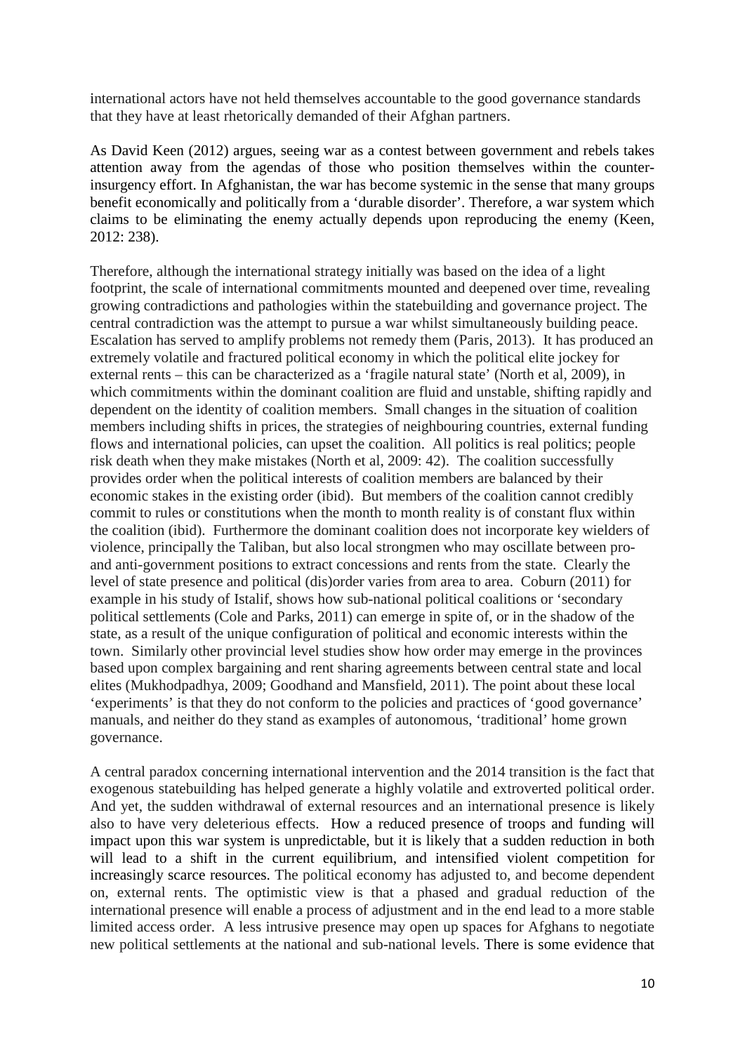international actors have not held themselves accountable to the good governance standards that they have at least rhetorically demanded of their Afghan partners.

As David Keen (2012) argues, seeing war as a contest between government and rebels takes attention away from the agendas of those who position themselves within the counter-insurgency effort. In Afghanistan, the war has become systemic in the sense that many groups benefit economically and politically from a 'durable disorder'. Therefore, a war system which claims to be eliminating the enemy actually depends upon reproducing the enemy (Keen, 2012: 238).

Therefore, although the international strategy initially was based on the idea of a light footprint, the scale of international commitments mounted and deepened over time, revealing growing contradictions and pathologies within the statebuilding and governance project. The central contradiction was the attempt to pursue a war whilst simultaneously building peace. Escalation has served to amplify problems not remedy them (Paris, 2013). It has produced an extremely volatile and fractured political economy in which the political elite jockey for external rents – this can be characterized as a 'fragile natural state' (North et al, 2009), in which commitments within the dominant coalition are fluid and unstable, shifting rapidly and dependent on the identity of coalition members. Small changes in the situation of coalition members including shifts in prices, the strategies of neighbouring countries, external funding flows and international policies, can upset the coalition. All politics is real politics; people risk death when they make mistakes (North et al, 2009: 42). The coalition successfully provides order when the political interests of coalition members are balanced by their economic stakes in the existing order (ibid). But members of the coalition cannot credibly commit to rules or constitutions when the month to month reality is of constant flux within the coalition (ibid). Furthermore the dominant coalition does not incorporate key wielders of violence, principally the Taliban, but also local strongmen who may oscillate between pro- and anti-government positions to extract concessions and rents from the state. Clearly the level of state presence and political (dis)order varies from area to area. Coburn (2011) for example in his study of Istalif, shows how sub-national political coalitions or 'secondary political settlements (Cole and Parks, 2011) can emerge in spite of, or in the shadow of the state, as a result of the unique configuration of political and economic interests within the town. Similarly other provincial level studies show how order may emerge in the provinces based upon complex bargaining and rent sharing agreements between central state and local elites (Mukhodpadhya, 2009; Goodhand and Mansfield, 2011). The point about these local 'experiments' is that they do not conform to the policies and practices of 'good governance' manuals, and neither do they stand as examples of autonomous, 'traditional' home grown governance.

A central paradox concerning international intervention and the 2014 transition is the fact that exogenous statebuilding has helped generate a highly volatile and extroverted political order. And yet, the sudden withdrawal of external resources and an international presence is likely also to have very deleterious effects. How a reduced presence of troops and funding will impact upon this war system is unpredictable, but it is likely that a sudden reduction in both will lead to a shift in the current equilibrium, and intensified violent competition for increasingly scarce resources. The political economy has adjusted to, and become dependent on, external rents. The optimistic view is that a phased and gradual reduction of the international presence will enable a process of adjustment and in the end lead to a more stable limited access order. A less intrusive presence may open up spaces for Afghans to negotiate new political settlements at the national and sub-national levels. There is some evidence that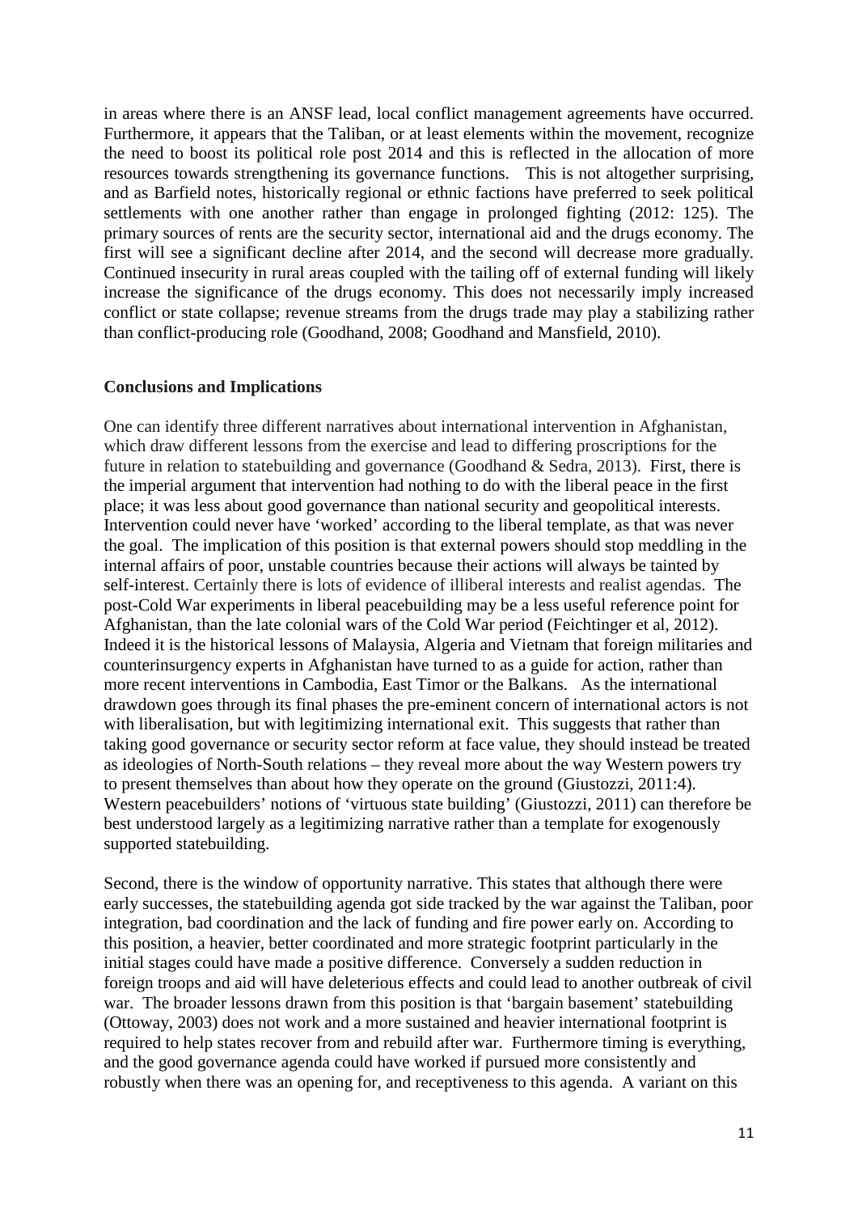in areas where there is an ANSF lead, local conflict management agreements have occurred. Furthermore, it appears that the Taliban, or at least elements within the movement, recognize the need to boost its political role post 2014 and this is reflected in the allocation of more resources towards strengthening its governance functions. This is not altogether surprising, and as Barfield notes, historically regional or ethnic factions have preferred to seek political settlements with one another rather than engage in prolonged fighting (2012: 125). The primary sources of rents are the security sector, international aid and the drugs economy. The first will see a significant decline after 2014, and the second will decrease more gradually. Continued insecurity in rural areas coupled with the tailing off of external funding will likely increase the significance of the drugs economy. This does not necessarily imply increased conflict or state collapse; revenue streams from the drugs trade may play a stabilizing rather than conflict-producing role (Goodhand, 2008; Goodhand and Mansfield, 2010).

**Conclusions and Implications**

One can identify three different narratives about international intervention in Afghanistan, which draw different lessons from the exercise and lead to differing proscriptions for the future in relation to statebuilding and governance (Goodhand & Sedra, 2013). First, there is the imperial argument that intervention had nothing to do with the liberal peace in the first place; it was less about good governance than national security and geopolitical interests. Intervention could never have 'worked' according to the liberal template, as that was never the goal. The implication of this position is that external powers should stop meddling in the internal affairs of poor, unstable countries because their actions will always be tainted by self-interest. Certainly there is lots of evidence of illiberal interests and realist agendas. The post-Cold War experiments in liberal peacebuilding may be a less useful reference point for Afghanistan, than the late colonial wars of the Cold War period (Feichtinger et al, 2012). Indeed it is the historical lessons of Malaysia, Algeria and Vietnam that foreign militaries and counterinsurgency experts in Afghanistan have turned to as a guide for action, rather than more recent interventions in Cambodia, East Timor or the Balkans. As the international drawdown goes through its final phases the pre-eminent concern of international actors is not with liberalisation, but with legitimizing international exit. This suggests that rather than taking good governance or security sector reform at face value, they should instead be treated as ideologies of North-South relations – they reveal more about the way Western powers try to present themselves than about how they operate on the ground (Giustozzi, 2011:4). Western peacebuilders' notions of 'virtuous state building' (Giustozzi, 2011) can therefore be best understood largely as a legitimizing narrative rather than a template for exogenously supported statebuilding.

Second, there is the window of opportunity narrative. This states that although there were early successes, the statebuilding agenda got side tracked by the war against the Taliban, poor integration, bad coordination and the lack of funding and fire power early on. According to this position, a heavier, better coordinated and more strategic footprint particularly in the initial stages could have made a positive difference. Conversely a sudden reduction in foreign troops and aid will have deleterious effects and could lead to another outbreak of civil war. The broader lessons drawn from this position is that 'bargain basement' statebuilding (Ottoway, 2003) does not work and a more sustained and heavier international footprint is required to help states recover from and rebuild after war. Furthermore timing is everything, and the good governance agenda could have worked if pursued more consistently and robustly when there was an opening for, and receptiveness to this agenda. A variant on this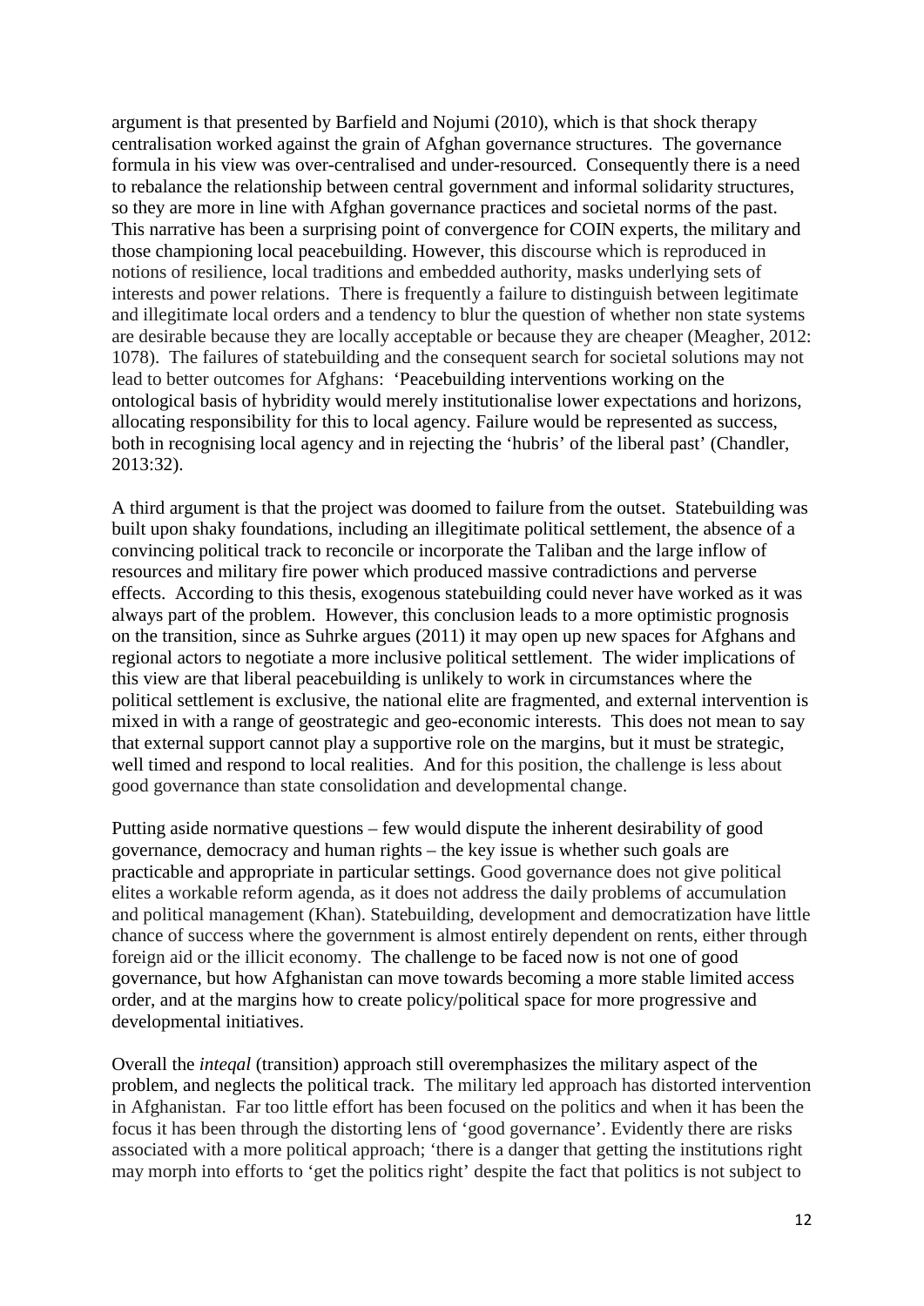argument is that presented by Barfield and Nojumi (2010), which is that shock therapy centralisation worked against the grain of Afghan governance structures. The governance formula in his view was over-centralised and under-resourced. Consequently there is a need to rebalance the relationship between central government and informal solidarity structures, so they are more in line with Afghan governance practices and societal norms of the past. This narrative has been a surprising point of convergence for COIN experts, the military and those championing local peacebuilding. However, this discourse which is reproduced in notions of resilience, local traditions and embedded authority, masks underlying sets of interests and power relations. There is frequently a failure to distinguish between legitimate and illegitimate local orders and a tendency to blur the question of whether non state systems are desirable because they are locally acceptable or because they are cheaper (Meagher, 2012: 1078). The failures of statebuilding and the consequent search for societal solutions may not lead to better outcomes for Afghans: 'Peacebuilding interventions working on the ontological basis of hybridity would merely institutionalise lower expectations and horizons, allocating responsibility for this to local agency. Failure would be represented as success, both in recognising local agency and in rejecting the 'hubris' of the liberal past' (Chandler, 2013:32).

A third argument is that the project was doomed to failure from the outset. Statebuilding was built upon shaky foundations, including an illegitimate political settlement, the absence of a convincing political track to reconcile or incorporate the Taliban and the large inflow of resources and military fire power which produced massive contradictions and perverse effects. According to this thesis, exogenous statebuilding could never have worked as it was always part of the problem. However, this conclusion leads to a more optimistic prognosis on the transition, since as Suhrke argues (2011) it may open up new spaces for Afghans and regional actors to negotiate a more inclusive political settlement. The wider implications of this view are that liberal peacebuilding is unlikely to work in circumstances where the political settlement is exclusive, the national elite are fragmented, and external intervention is mixed in with a range of geostrategic and geo-economic interests. This does not mean to say that external support cannot play a supportive role on the margins, but it must be strategic, well timed and respond to local realities. And for this position, the challenge is less about good governance than state consolidation and developmental change.

Putting aside normative questions – few would dispute the inherent desirability of good governance, democracy and human rights – the key issue is whether such goals are practicable and appropriate in particular settings. Good governance does not give political elites a workable reform agenda, as it does not address the daily problems of accumulation and political management (Khan). Statebuilding, development and democratization have little chance of success where the government is almost entirely dependent on rents, either through foreign aid or the illicit economy. The challenge to be faced now is not one of good governance, but how Afghanistan can move towards becoming a more stable limited access order, and at the margins how to create policy/political space for more progressive and developmental initiatives.

Overall the *inteqal* (transition) approach still overemphasizes the military aspect of the problem, and neglects the political track. The military led approach has distorted intervention in Afghanistan. Far too little effort has been focused on the politics and when it has been the focus it has been through the distorting lens of 'good governance'. Evidently there are risks associated with a more political approach; 'there is a danger that getting the institutions right may morph into efforts to 'get the politics right' despite the fact that politics is not subject to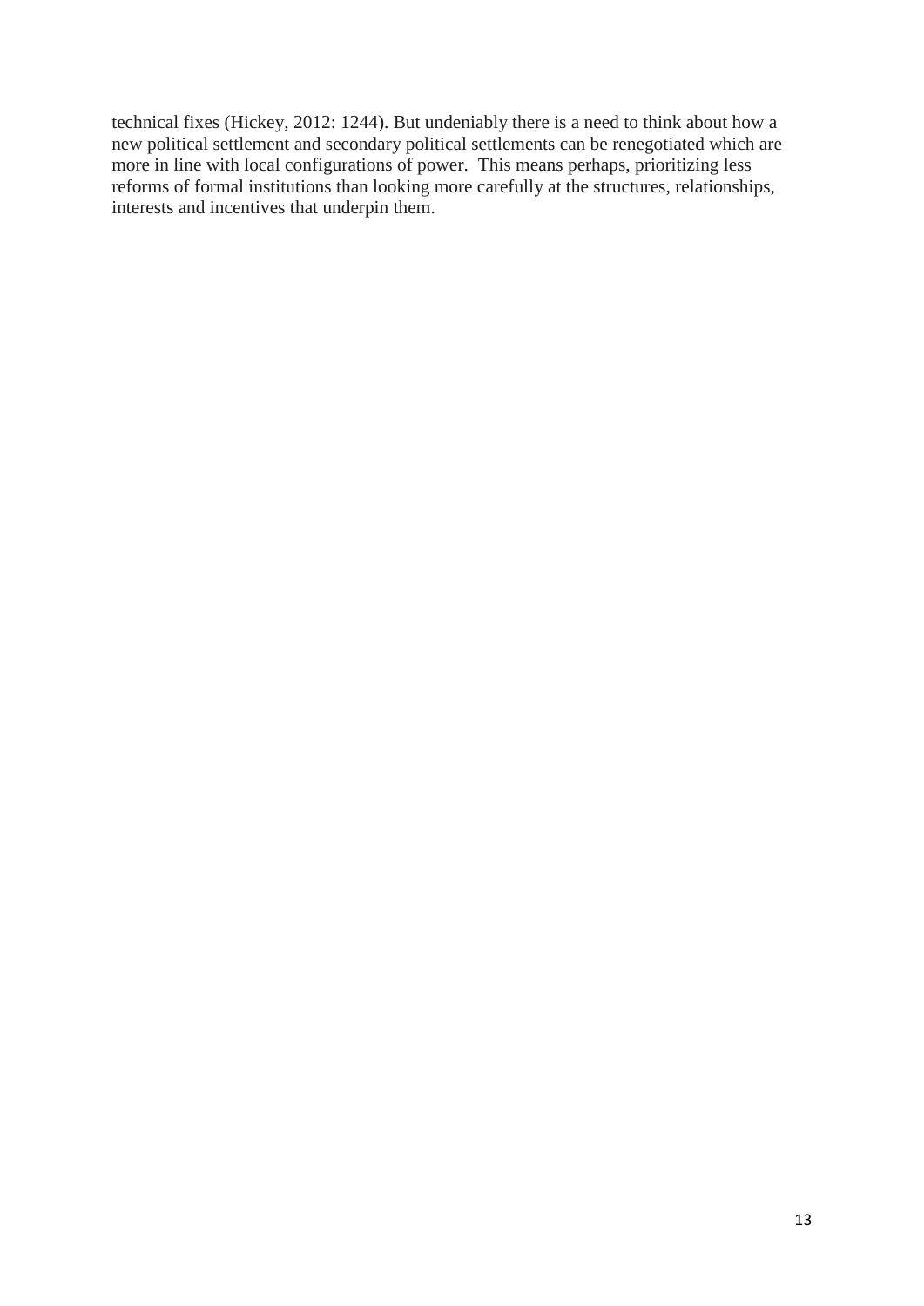technical fixes (Hickey, 2012: 1244). But undeniably there is a need to think about how a new political settlement and secondary political settlements can be renegotiated which are more in line with local configurations of power.  This means perhaps, prioritizing less reforms of formal institutions than looking more carefully at the structures, relationships, interests and incentives that underpin them.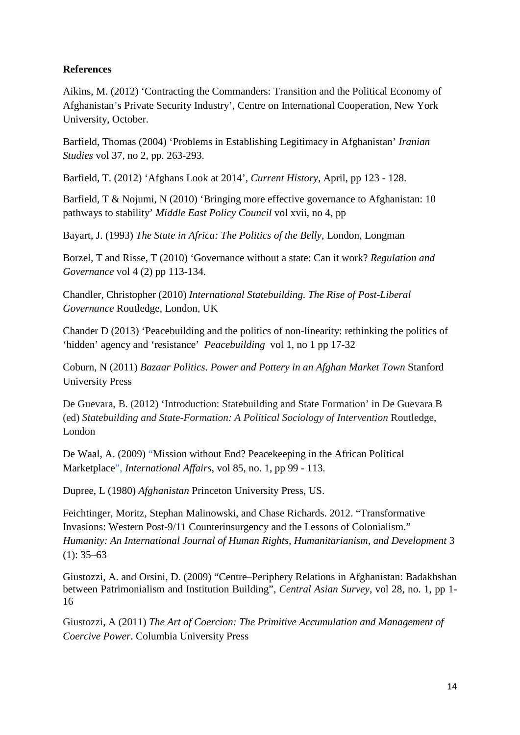**References**

Aikins, M. (2012) 'Contracting the Commanders: Transition and the Political Economy of Afghanistan's Private Security Industry', Centre on International Cooperation, New York University, October.

Barfield, Thomas (2004) 'Problems in Establishing Legitimacy in Afghanistan' *Iranian Studies* vol 37, no 2, pp. 263-293.

Barfield, T. (2012) 'Afghans Look at 2014', *Current History*, April, pp 123 - 128.

Barfield, T & Nojumi, N (2010) 'Bringing more effective governance to Afghanistan: 10 pathways to stability' *Middle East Policy Council* vol xvii, no 4, pp

Bayart, J. (1993) *The State in Africa: The Politics of the Belly*, London, Longman

Borzel, T and Risse, T (2010) 'Governance without a state: Can it work? *Regulation and Governance* vol 4 (2) pp 113-134.

Chandler, Christopher (2010) *International Statebuilding. The Rise of Post-Liberal Governance* Routledge, London, UK

Chander D (2013) 'Peacebuilding and the politics of non-linearity: rethinking the politics of 'hidden' agency and 'resistance' *Peacebuilding* vol 1, no 1 pp 17-32

Coburn, N (2011) *Bazaar Politics. Power and Pottery in an Afghan Market Town* Stanford University Press

De Guevara, B. (2012) 'Introduction: Statebuilding and State Formation' in De Guevara B (ed) *Statebuilding and State-Formation: A Political Sociology of Intervention* Routledge, London

De Waal, A. (2009) "Mission without End? Peacekeeping in the African Political Marketplace", *International Affairs*, vol 85, no. 1, pp 99 - 113.

Dupree, L (1980) *Afghanistan* Princeton University Press, US.

Feichtinger, Moritz, Stephan Malinowski, and Chase Richards. 2012. "Transformative Invasions: Western Post-9/11 Counterinsurgency and the Lessons of Colonialism." *Humanity: An International Journal of Human Rights, Humanitarianism, and Development* 3 (1): 35–63

Giustozzi, A. and Orsini, D. (2009) "Centre–Periphery Relations in Afghanistan: Badakhshan between Patrimonialism and Institution Building", *Central Asian Survey*, vol 28, no. 1, pp 1-16

Giustozzi, A (2011) *The Art of Coercion: The Primitive Accumulation and Management of Coercive Power*. Columbia University Press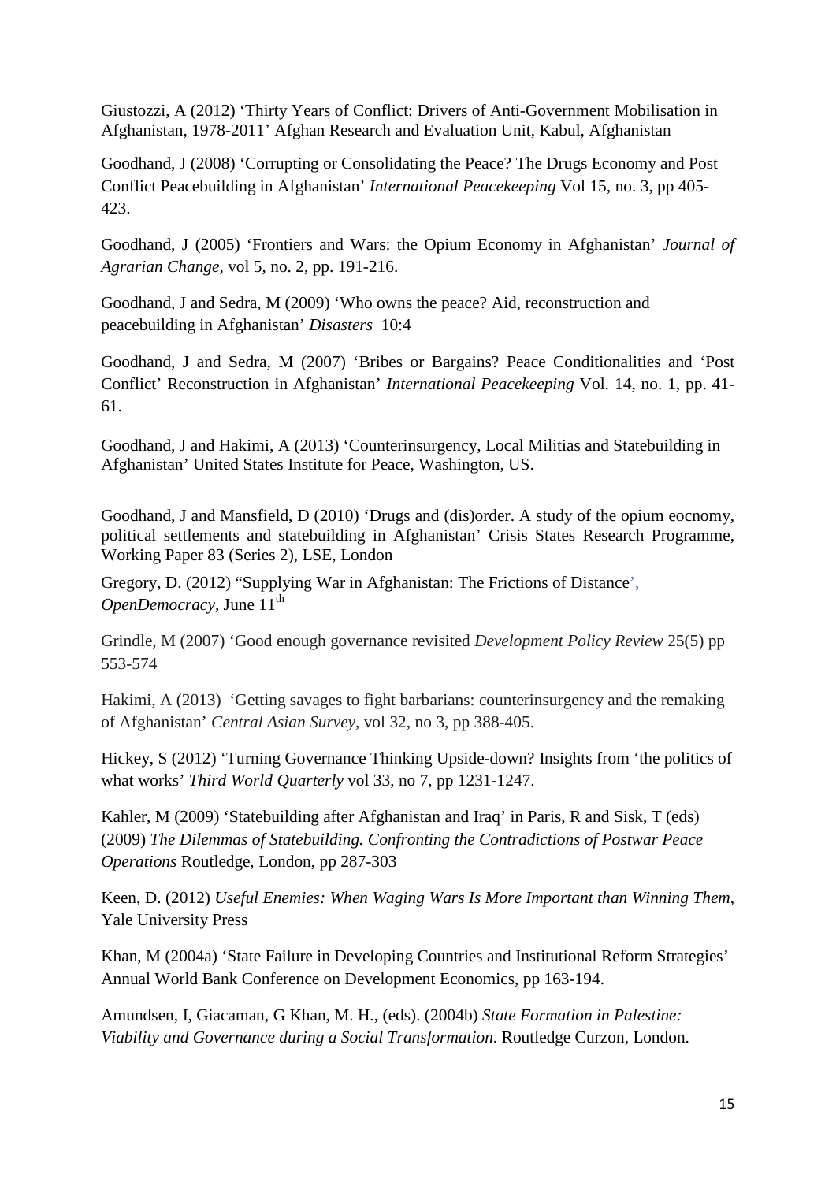Giustozzi, A (2012) 'Thirty Years of Conflict: Drivers of Anti-Government Mobilisation in Afghanistan, 1978-2011' Afghan Research and Evaluation Unit, Kabul, Afghanistan

Goodhand, J (2008) 'Corrupting or Consolidating the Peace? The Drugs Economy and Post Conflict Peacebuilding in Afghanistan' *International Peacekeeping* Vol 15, no. 3, pp 405-423.

Goodhand, J (2005) 'Frontiers and Wars: the Opium Economy in Afghanistan' *Journal of Agrarian Change*, vol 5, no. 2, pp. 191-216.

Goodhand, J and Sedra, M (2009) 'Who owns the peace? Aid, reconstruction and peacebuilding in Afghanistan' *Disasters* 10:4

Goodhand, J and Sedra, M (2007) 'Bribes or Bargains? Peace Conditionalities and 'Post Conflict' Reconstruction in Afghanistan' *International Peacekeeping* Vol. 14, no. 1, pp. 41-61.

Goodhand, J and Hakimi, A (2013) 'Counterinsurgency, Local Militias and Statebuilding in Afghanistan' United States Institute for Peace, Washington, US.

Goodhand, J and Mansfield, D (2010) 'Drugs and (dis)order. A study of the opium eocnomy, political settlements and statebuilding in Afghanistan' Crisis States Research Programme, Working Paper 83 (Series 2), LSE, London

Gregory, D. (2012) "Supplying War in Afghanistan: The Frictions of Distance', *OpenDemocracy*, June 11th

Grindle, M (2007) 'Good enough governance revisited *Development Policy Review* 25(5) pp 553-574

Hakimi, A (2013) 'Getting savages to fight barbarians: counterinsurgency and the remaking of Afghanistan' *Central Asian Survey*, vol 32, no 3, pp 388-405.

Hickey, S (2012) 'Turning Governance Thinking Upside-down? Insights from 'the politics of what works' *Third World Quarterly* vol 33, no 7, pp 1231-1247.

Kahler, M (2009) 'Statebuilding after Afghanistan and Iraq' in Paris, R and Sisk, T (eds) (2009) *The Dilemmas of Statebuilding. Confronting the Contradictions of Postwar Peace Operations* Routledge, London, pp 287-303

Keen, D. (2012) *Useful Enemies: When Waging Wars Is More Important than Winning Them*, Yale University Press

Khan, M (2004a) 'State Failure in Developing Countries and Institutional Reform Strategies' Annual World Bank Conference on Development Economics, pp 163-194.

Amundsen, I, Giacaman, G Khan, M. H., (eds). (2004b) *State Formation in Palestine: Viability and Governance during a Social Transformation*. Routledge Curzon, London.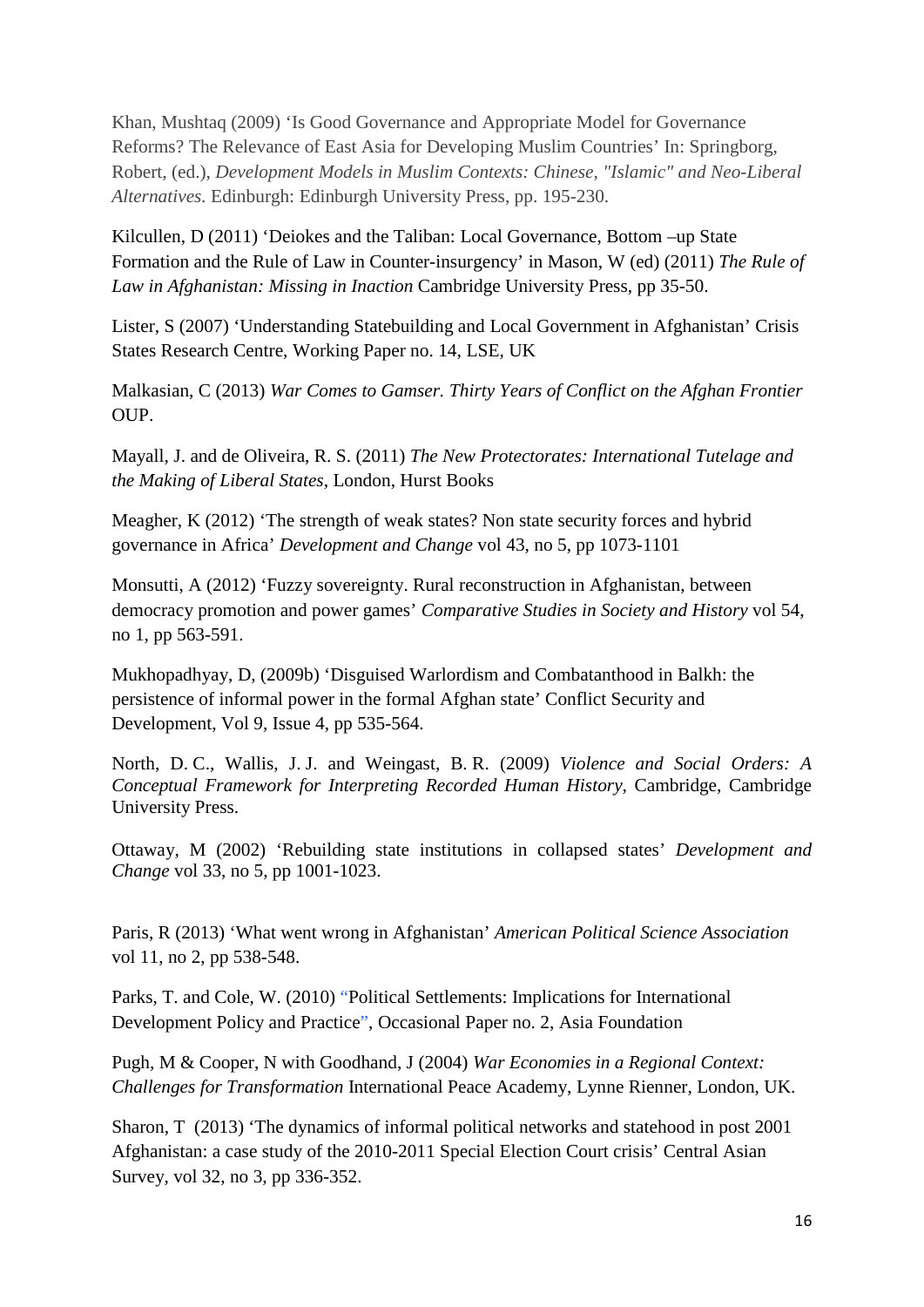Khan, Mushtaq (2009) 'Is Good Governance and Appropriate Model for Governance Reforms? The Relevance of East Asia for Developing Muslim Countries' In: Springborg, Robert, (ed.), *Development Models in Muslim Contexts: Chinese, "Islamic" and Neo-Liberal Alternatives.* Edinburgh: Edinburgh University Press, pp. 195-230.

Kilcullen, D (2011) 'Deiokes and the Taliban: Local Governance, Bottom –up State Formation and the Rule of Law in Counter-insurgency' in Mason, W (ed) (2011) *The Rule of Law in Afghanistan: Missing in Inaction* Cambridge University Press, pp 35-50.

Lister, S (2007) 'Understanding Statebuilding and Local Government in Afghanistan' Crisis States Research Centre, Working Paper no. 14, LSE, UK

Malkasian, C (2013) *War Comes to Gamser. Thirty Years of Conflict on the Afghan Frontier* OUP.

Mayall, J. and de Oliveira, R. S. (2011) *The New Protectorates: International Tutelage and the Making of Liberal States*, London, Hurst Books

Meagher, K (2012) 'The strength of weak states? Non state security forces and hybrid governance in Africa' *Development and Change* vol 43, no 5, pp 1073-1101

Monsutti, A (2012) 'Fuzzy sovereignty. Rural reconstruction in Afghanistan, between democracy promotion and power games' *Comparative Studies in Society and History* vol 54, no 1, pp 563-591.

Mukhopadhyay, D, (2009b) 'Disguised Warlordism and Combatanthood in Balkh: the persistence of informal power in the formal Afghan state' Conflict Security and Development, Vol 9, Issue 4, pp 535-564.

North, D. C., Wallis, J. J. and Weingast, B. R. (2009) *Violence and Social Orders: A Conceptual Framework for Interpreting Recorded Human History*, Cambridge, Cambridge University Press.

Ottaway, M (2002) 'Rebuilding state institutions in collapsed states' *Development and Change* vol 33, no 5, pp 1001-1023.

Paris, R (2013) 'What went wrong in Afghanistan' *American Political Science Association* vol 11, no 2, pp 538-548.

Parks, T. and Cole, W. (2010) "Political Settlements: Implications for International Development Policy and Practice", Occasional Paper no. 2, Asia Foundation

Pugh, M & Cooper, N with Goodhand, J (2004) *War Economies in a Regional Context: Challenges for Transformation* International Peace Academy, Lynne Rienner, London, UK.

Sharon, T (2013) 'The dynamics of informal political networks and statehood in post 2001 Afghanistan: a case study of the 2010-2011 Special Election Court crisis' Central Asian Survey, vol 32, no 3, pp 336-352.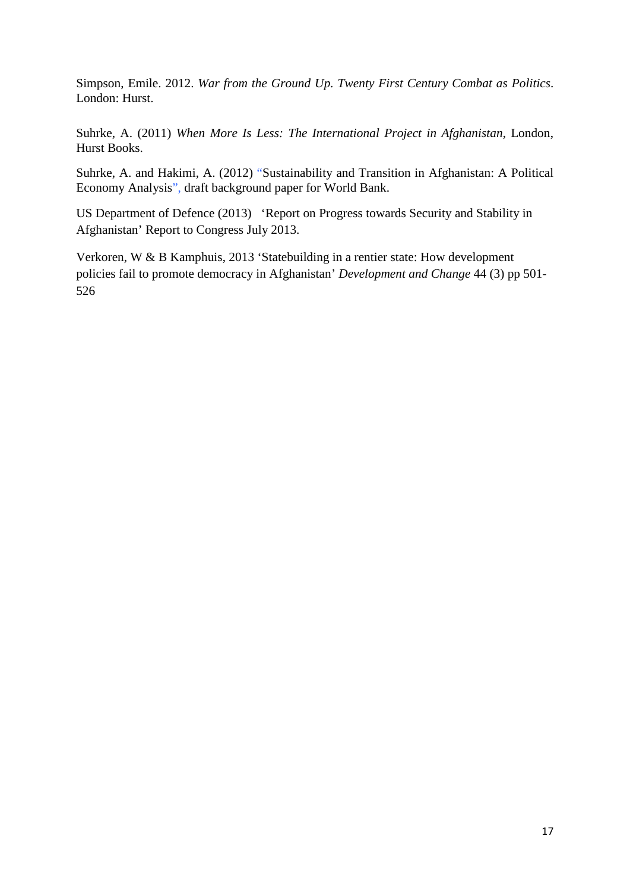Simpson, Emile. 2012. *War from the Ground Up. Twenty First Century Combat as Politics*. London: Hurst.

Suhrke, A. (2011) *When More Is Less: The International Project in Afghanistan*, London, Hurst Books.

Suhrke, A. and Hakimi, A. (2012) "Sustainability and Transition in Afghanistan: A Political Economy Analysis", draft background paper for World Bank.

US Department of Defence (2013) 'Report on Progress towards Security and Stability in Afghanistan' Report to Congress July 2013.

Verkoren, W & B Kamphuis, 2013 'Statebuilding in a rentier state: How development policies fail to promote democracy in Afghanistan' *Development and Change* 44 (3) pp 501-526